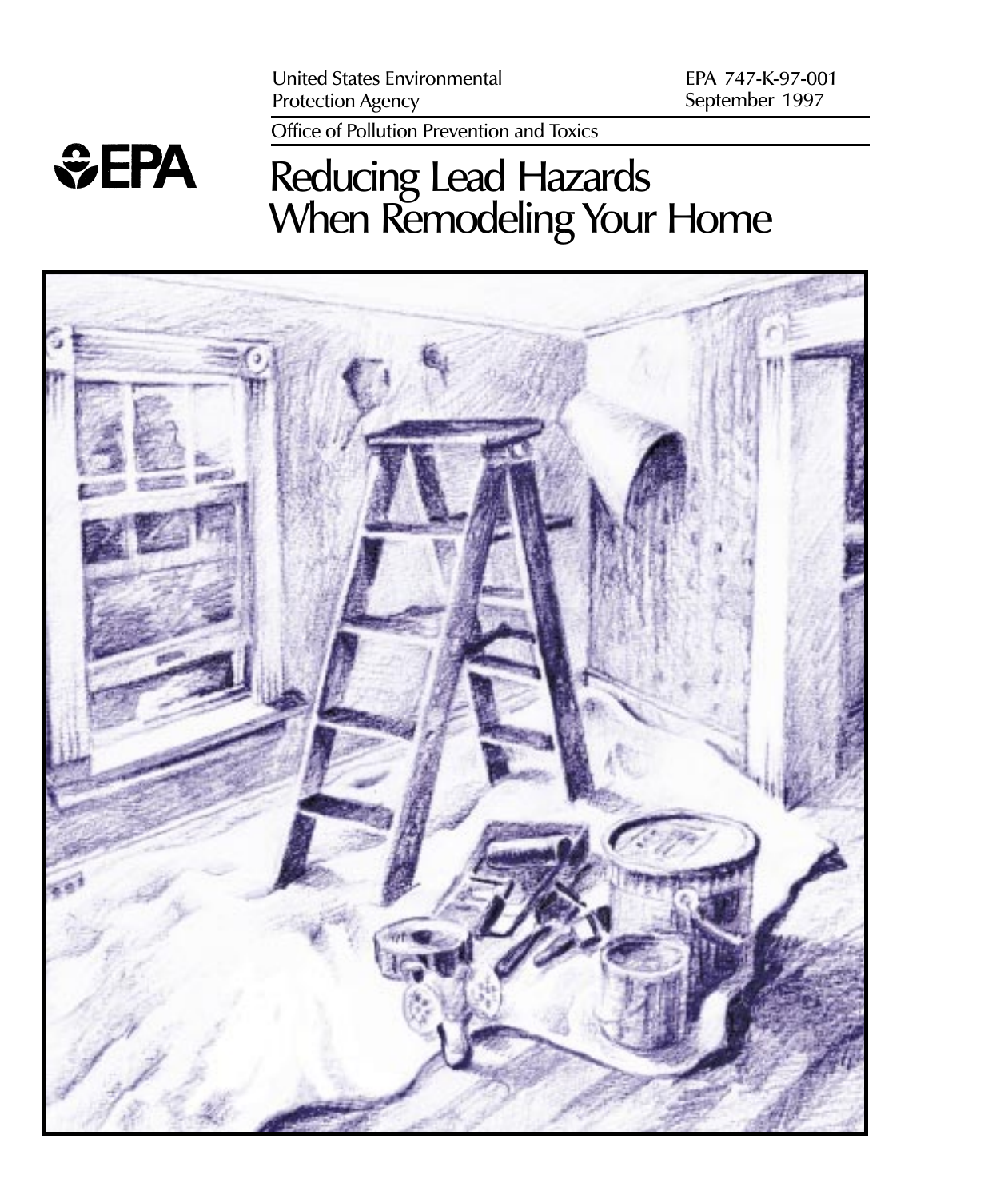United States Environmental Protection Agency

EPA 747-K-97-001
September 1997

Office of Pollution Prevention and Toxics

EPA

# Reducing Lead Hazards When Remodeling Your Home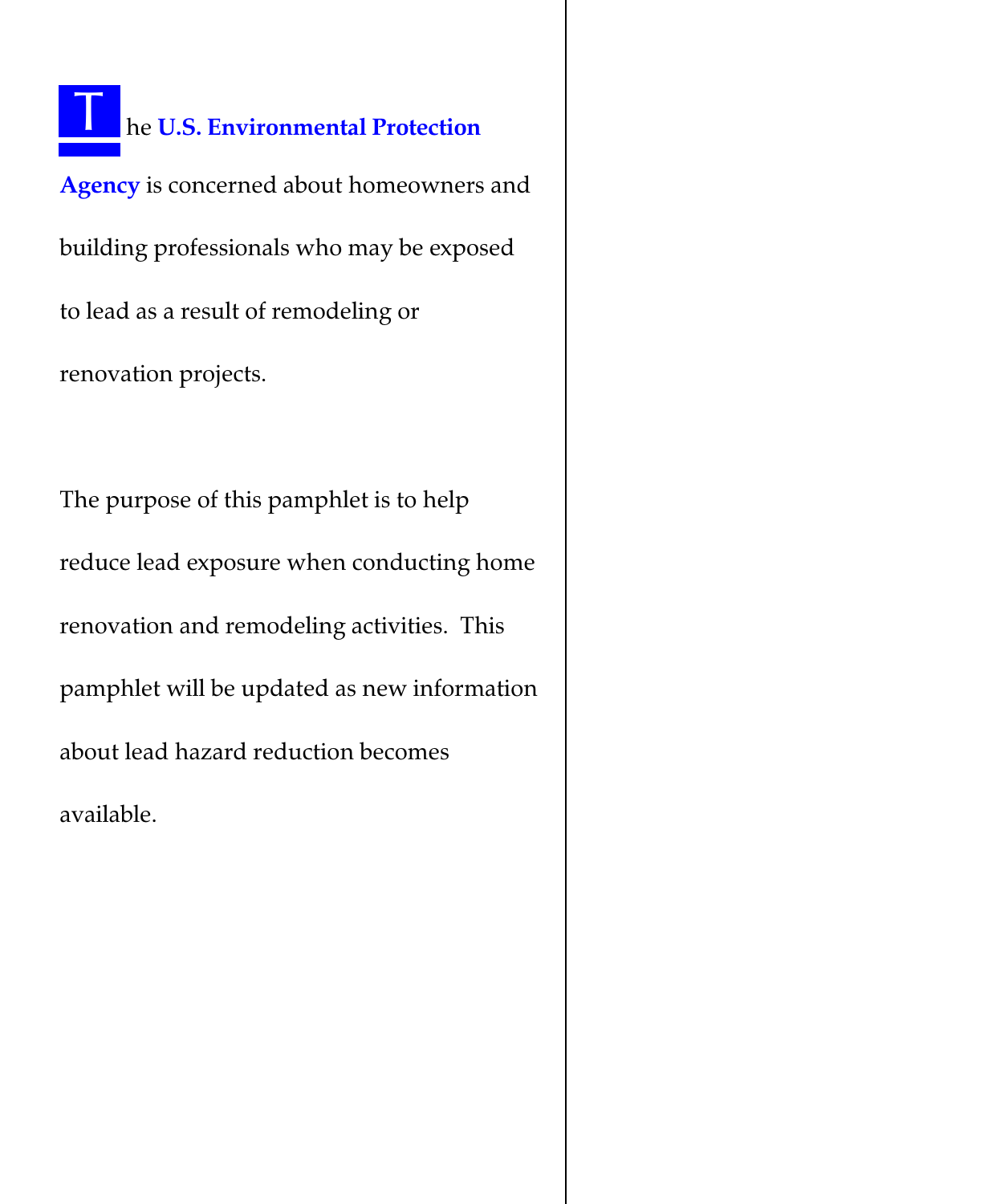The **U.S. Environmental Protection Agency** is concerned about homeowners and building professionals who may be exposed to lead as a result of remodeling or renovation projects.

The purpose of this pamphlet is to help reduce lead exposure when conducting home renovation and remodeling activities. This pamphlet will be updated as new information about lead hazard reduction becomes available.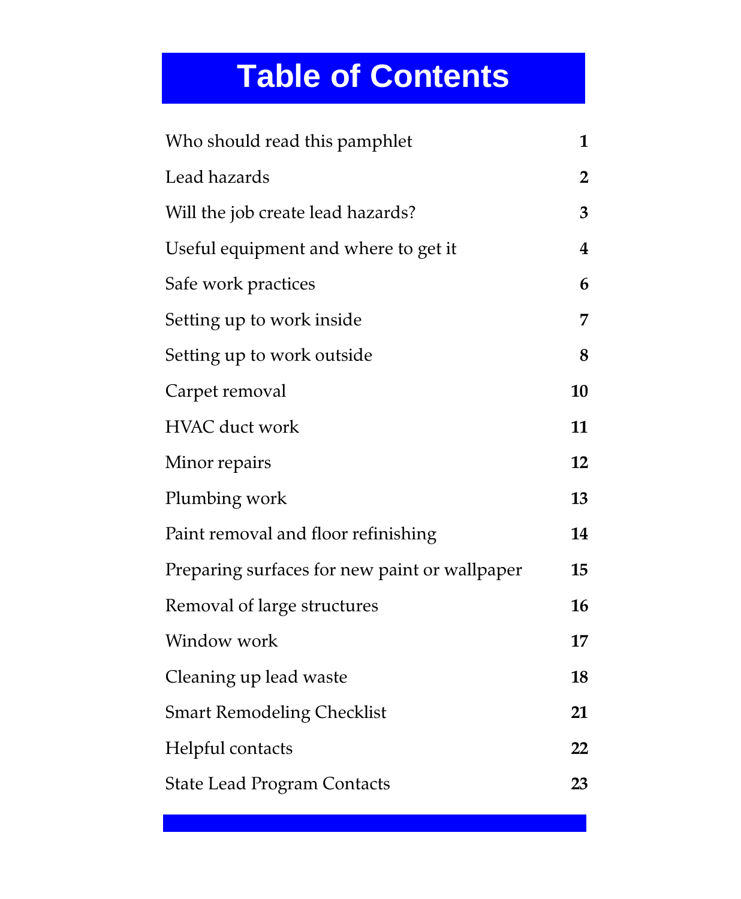# Table of Contents

| | |
|---|---|
| Who should read this pamphlet | **1** |
| Lead hazards | **2** |
| Will the job create lead hazards? | **3** |
| Useful equipment and where to get it | **4** |
| Safe work practices | **6** |
| Setting up to work inside | **7** |
| Setting up to work outside | **8** |
| Carpet removal | **10** |
| HVAC duct work | **11** |
| Minor repairs | **12** |
| Plumbing work | **13** |
| Paint removal and floor refinishing | **14** |
| Preparing surfaces for new paint or wallpaper | **15** |
| Removal of large structures | **16** |
| Window work | **17** |
| Cleaning up lead waste | **18** |
| Smart Remodeling Checklist | **21** |
| Helpful contacts | **22** |
| State Lead Program Contacts | **23** |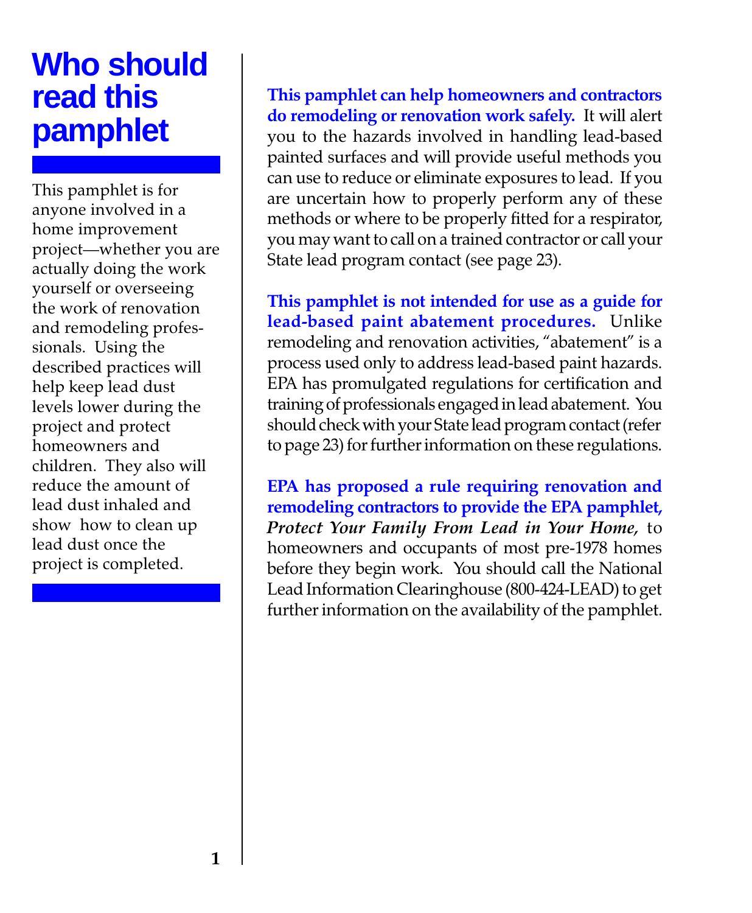# Who should read this pamphlet

This pamphlet is for anyone involved in a home improvement project—whether you are actually doing the work yourself or overseeing the work of renovation and remodeling professionals. Using the described practices will help keep lead dust levels lower during the project and protect homeowners and children. They also will reduce the amount of lead dust inhaled and show how to clean up lead dust once the project is completed.

**This pamphlet can help homeowners and contractors do remodeling or renovation work safely.** It will alert you to the hazards involved in handling lead-based painted surfaces and will provide useful methods you can use to reduce or eliminate exposures to lead. If you are uncertain how to properly perform any of these methods or where to be properly fitted for a respirator, you may want to call on a trained contractor or call your State lead program contact (see page 23).

**This pamphlet is not intended for use as a guide for lead-based paint abatement procedures.** Unlike remodeling and renovation activities, "abatement" is a process used only to address lead-based paint hazards. EPA has promulgated regulations for certification and training of professionals engaged in lead abatement. You should check with your State lead program contact (refer to page 23) for further information on these regulations.

**EPA has proposed a rule requiring renovation and remodeling contractors to provide the EPA pamphlet, *Protect Your Family From Lead in Your Home,*** to homeowners and occupants of most pre-1978 homes before they begin work. You should call the National Lead Information Clearinghouse (800-424-LEAD) to get further information on the availability of the pamphlet.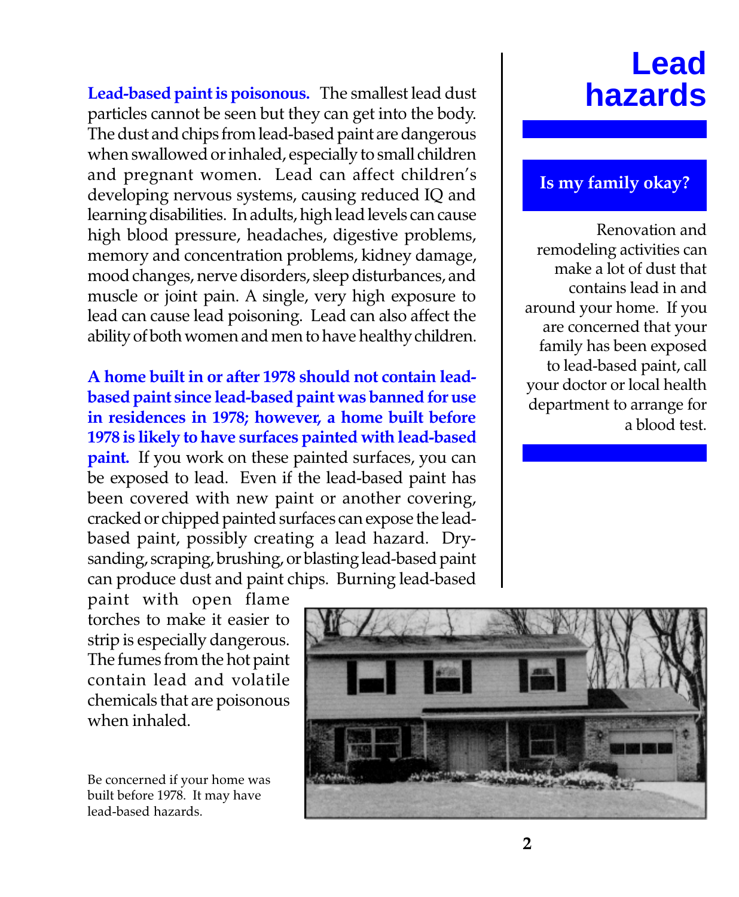# Lead hazards

**Lead-based paint is poisonous.** The smallest lead dust particles cannot be seen but they can get into the body. The dust and chips from lead-based paint are dangerous when swallowed or inhaled, especially to small children and pregnant women. Lead can affect children's developing nervous systems, causing reduced IQ and learning disabilities. In adults, high lead levels can cause high blood pressure, headaches, digestive problems, memory and concentration problems, kidney damage, mood changes, nerve disorders, sleep disturbances, and muscle or joint pain. A single, very high exposure to lead can cause lead poisoning. Lead can also affect the ability of both women and men to have healthy children.

**A home built in or after 1978 should not contain lead-based paint since lead-based paint was banned for use in residences in 1978; however, a home built before 1978 is likely to have surfaces painted with lead-based paint.** If you work on these painted surfaces, you can be exposed to lead. Even if the lead-based paint has been covered with new paint or another covering, cracked or chipped painted surfaces can expose the lead-based paint, possibly creating a lead hazard. Dry-sanding, scraping, brushing, or blasting lead-based paint can produce dust and paint chips. Burning lead-based paint with open flame torches to make it easier to strip is especially dangerous. The fumes from the hot paint contain lead and volatile chemicals that are poisonous when inhaled.

Be concerned if your home was built before 1978. It may have lead-based hazards.

## Is my family okay?

Renovation and remodeling activities can make a lot of dust that contains lead in and around your home. If you are concerned that your family has been exposed to lead-based paint, call your doctor or local health department to arrange for a blood test.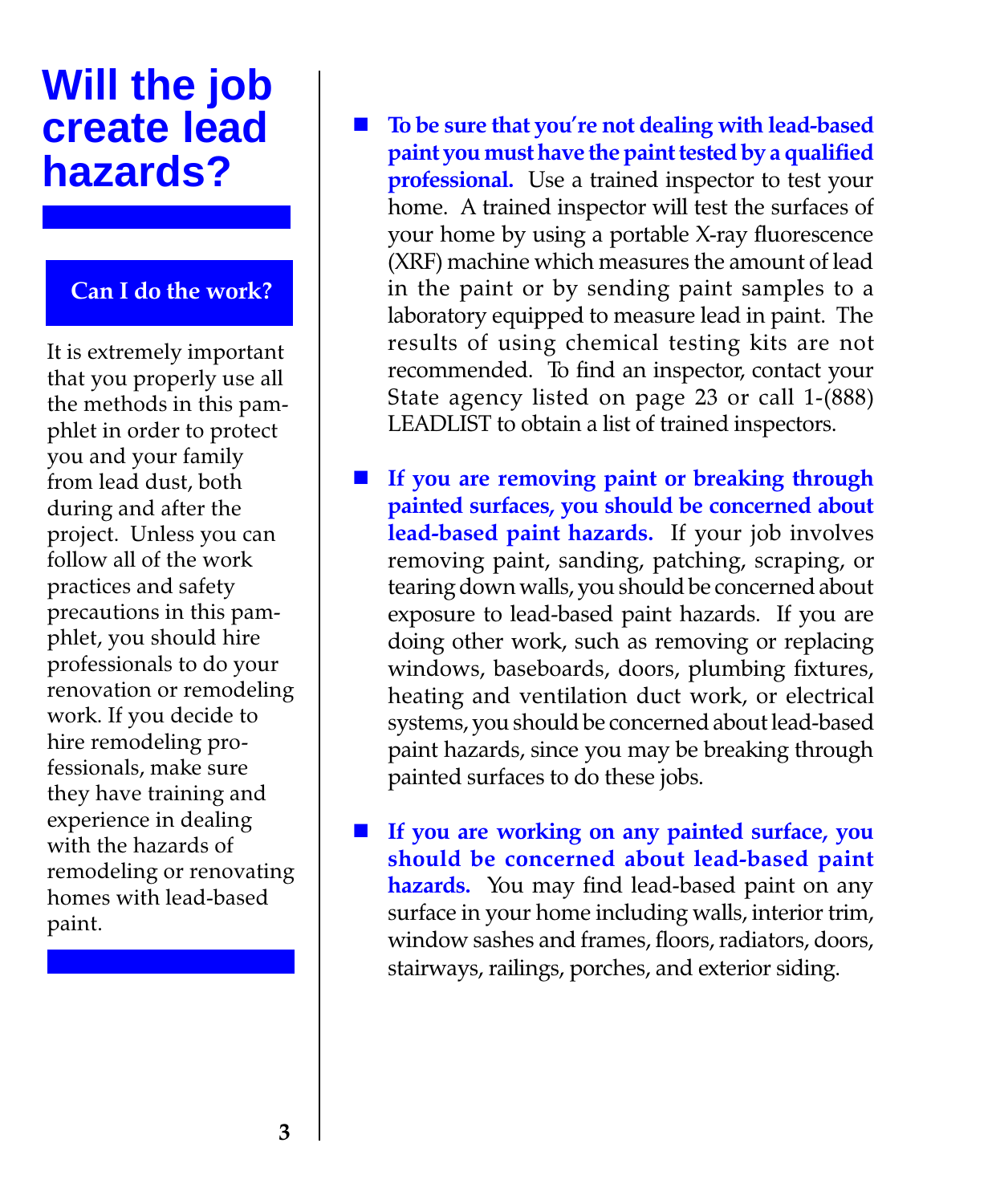# Will the job create lead hazards?

## Can I do the work?

It is extremely important that you properly use all the methods in this pamphlet in order to protect you and your family from lead dust, both during and after the project. Unless you can follow all of the work practices and safety precautions in this pamphlet, you should hire professionals to do your renovation or remodeling work. If you decide to hire remodeling professionals, make sure they have training and experience in dealing with the hazards of remodeling or renovating homes with lead-based paint.

- **To be sure that you're not dealing with lead-based paint you must have the paint tested by a qualified professional.** Use a trained inspector to test your home. A trained inspector will test the surfaces of your home by using a portable X-ray fluorescence (XRF) machine which measures the amount of lead in the paint or by sending paint samples to a laboratory equipped to measure lead in paint. The results of using chemical testing kits are not recommended. To find an inspector, contact your State agency listed on page 23 or call 1-(888) LEADLIST to obtain a list of trained inspectors.

- **If you are removing paint or breaking through painted surfaces, you should be concerned about lead-based paint hazards.** If your job involves removing paint, sanding, patching, scraping, or tearing down walls, you should be concerned about exposure to lead-based paint hazards. If you are doing other work, such as removing or replacing windows, baseboards, doors, plumbing fixtures, heating and ventilation duct work, or electrical systems, you should be concerned about lead-based paint hazards, since you may be breaking through painted surfaces to do these jobs.

- **If you are working on any painted surface, you should be concerned about lead-based paint hazards.** You may find lead-based paint on any surface in your home including walls, interior trim, window sashes and frames, floors, radiators, doors, stairways, railings, porches, and exterior siding.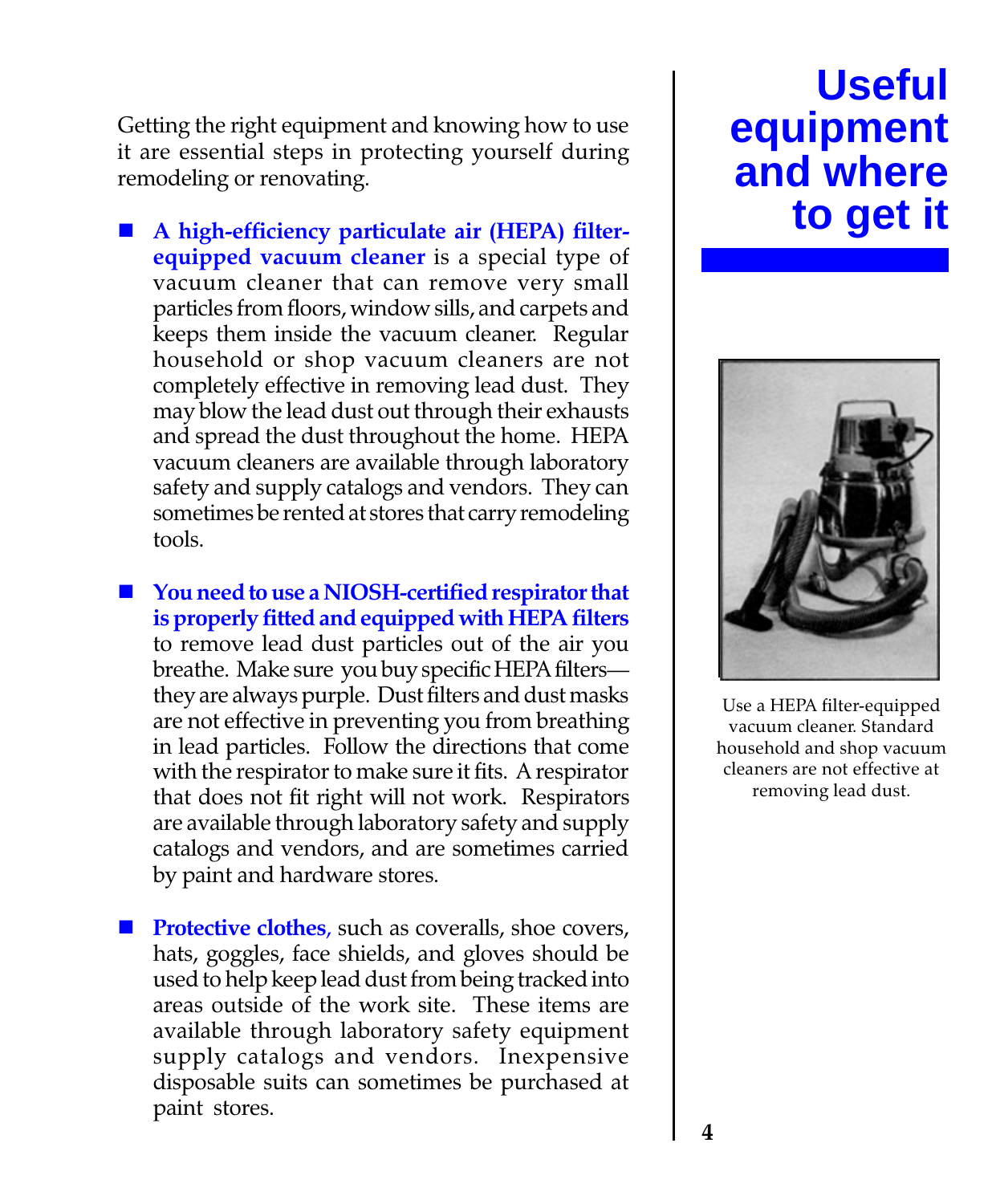# Useful equipment and where to get it

Getting the right equipment and knowing how to use it are essential steps in protecting yourself during remodeling or renovating.

- **A high-efficiency particulate air (HEPA) filter-equipped vacuum cleaner** is a special type of vacuum cleaner that can remove very small particles from floors, window sills, and carpets and keeps them inside the vacuum cleaner. Regular household or shop vacuum cleaners are not completely effective in removing lead dust. They may blow the lead dust out through their exhausts and spread the dust throughout the home. HEPA vacuum cleaners are available through laboratory safety and supply catalogs and vendors. They can sometimes be rented at stores that carry remodeling tools.

- **You need to use a NIOSH-certified respirator that is properly fitted and equipped with HEPA filters** to remove lead dust particles out of the air you breathe. Make sure you buy specific HEPA filters—they are always purple. Dust filters and dust masks are not effective in preventing you from breathing in lead particles. Follow the directions that come with the respirator to make sure it fits. A respirator that does not fit right will not work. Respirators are available through laboratory safety and supply catalogs and vendors, and are sometimes carried by paint and hardware stores.

- **Protective clothes,** such as coveralls, shoe covers, hats, goggles, face shields, and gloves should be used to help keep lead dust from being tracked into areas outside of the work site. These items are available through laboratory safety equipment supply catalogs and vendors. Inexpensive disposable suits can sometimes be purchased at paint stores.

Use a HEPA filter-equipped vacuum cleaner. Standard household and shop vacuum cleaners are not effective at removing lead dust.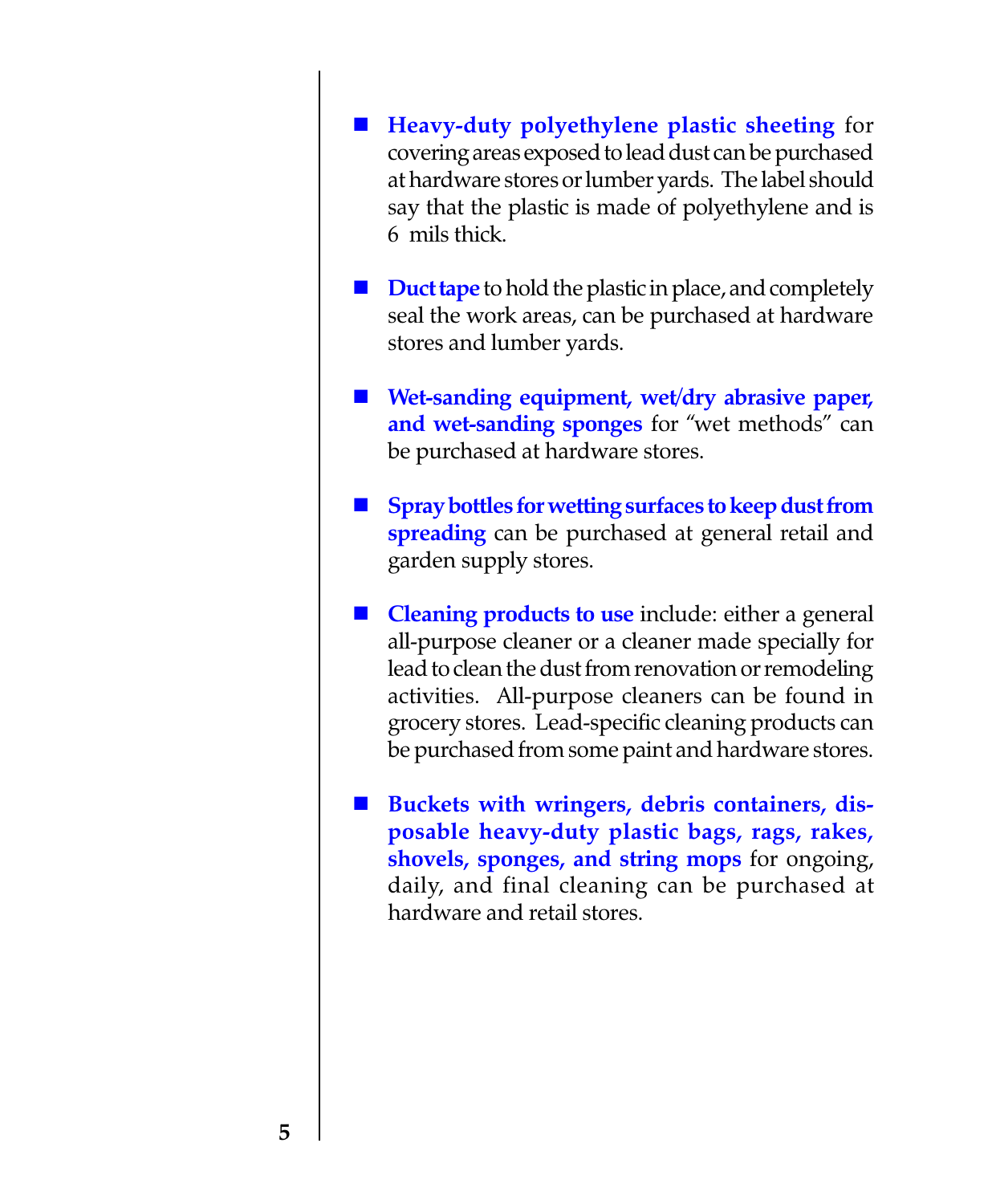- **Heavy-duty polyethylene plastic sheeting** for covering areas exposed to lead dust can be purchased at hardware stores or lumber yards. The label should say that the plastic is made of polyethylene and is 6 mils thick.

- **Duct tape** to hold the plastic in place, and completely seal the work areas, can be purchased at hardware stores and lumber yards.

- **Wet-sanding equipment, wet/dry abrasive paper, and wet-sanding sponges** for "wet methods" can be purchased at hardware stores.

- **Spray bottles for wetting surfaces to keep dust from spreading** can be purchased at general retail and garden supply stores.

- **Cleaning products to use** include: either a general all-purpose cleaner or a cleaner made specially for lead to clean the dust from renovation or remodeling activities. All-purpose cleaners can be found in grocery stores. Lead-specific cleaning products can be purchased from some paint and hardware stores.

- **Buckets with wringers, debris containers, disposable heavy-duty plastic bags, rags, rakes, shovels, sponges, and string mops** for ongoing, daily, and final cleaning can be purchased at hardware and retail stores.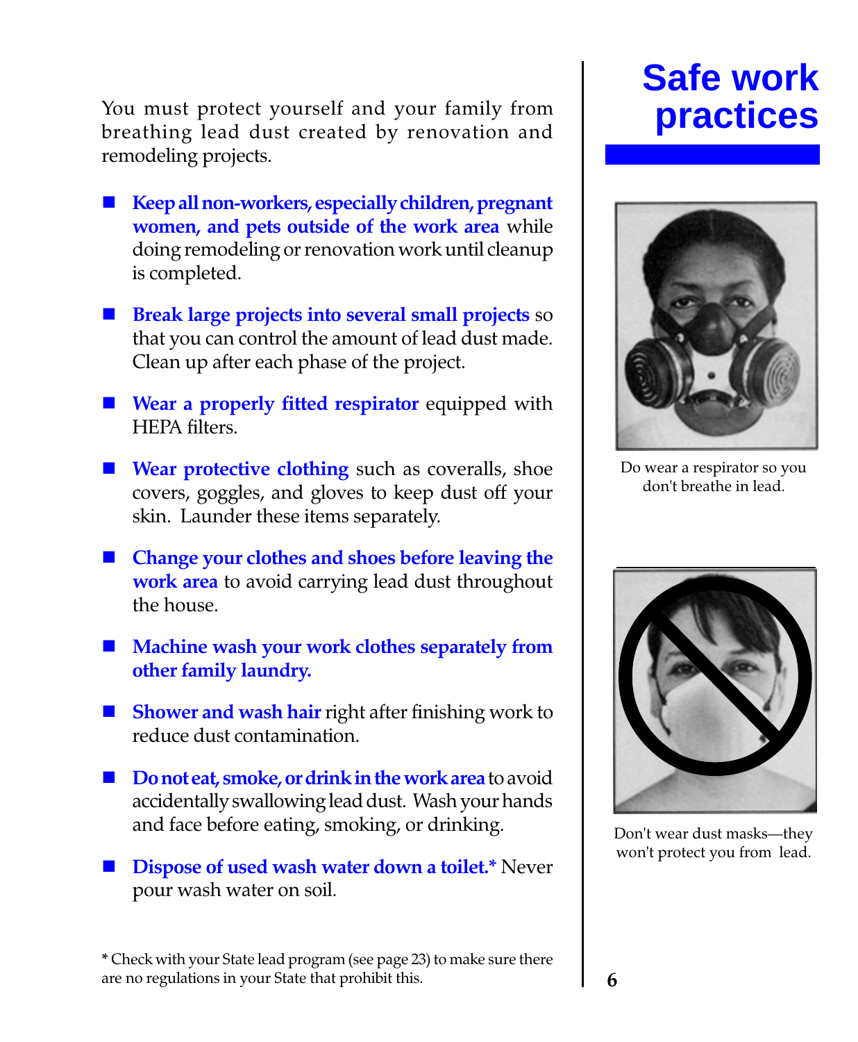# Safe work practices

You must protect yourself and your family from breathing lead dust created by renovation and remodeling projects.

- **Keep all non-workers, especially children, pregnant women, and pets outside of the work area** while doing remodeling or renovation work until cleanup is completed.
- **Break large projects into several small projects** so that you can control the amount of lead dust made. Clean up after each phase of the project.
- **Wear a properly fitted respirator** equipped with HEPA filters.
- **Wear protective clothing** such as coveralls, shoe covers, goggles, and gloves to keep dust off your skin. Launder these items separately.
- **Change your clothes and shoes before leaving the work area** to avoid carrying lead dust throughout the house.
- **Machine wash your work clothes separately from other family laundry.**
- **Shower and wash hair** right after finishing work to reduce dust contamination.
- **Do not eat, smoke, or drink in the work area** to avoid accidentally swallowing lead dust. Wash your hands and face before eating, smoking, or drinking.
- **Dispose of used wash water down a toilet.*** Never pour wash water on soil.

Do wear a respirator so you don't breathe in lead.

Don't wear dust masks—they won't protect you from lead.

\* Check with your State lead program (see page 23) to make sure there are no regulations in your State that prohibit this.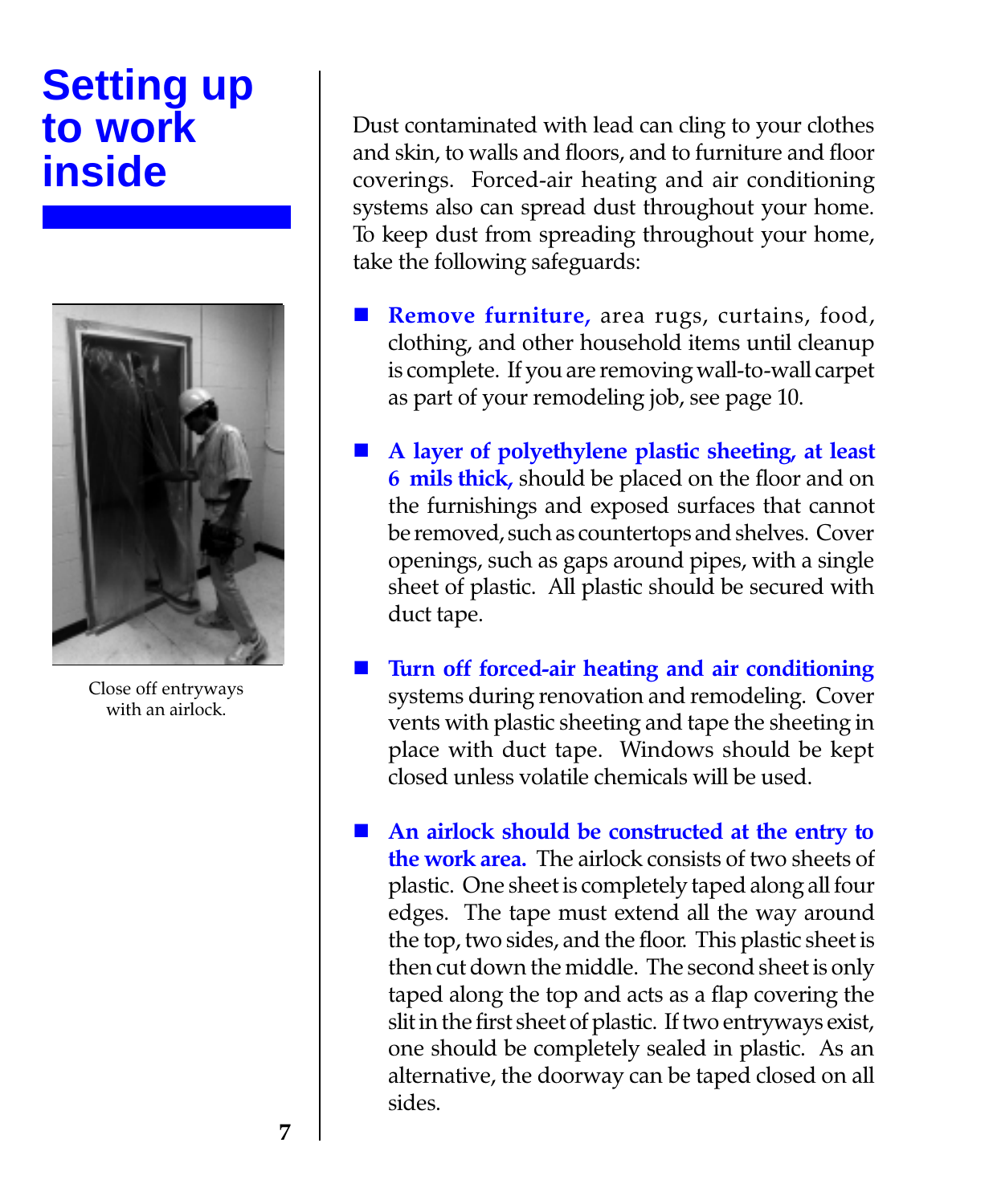# Setting up to work inside

Close off entryways with an airlock.

Dust contaminated with lead can cling to your clothes and skin, to walls and floors, and to furniture and floor coverings. Forced-air heating and air conditioning systems also can spread dust throughout your home. To keep dust from spreading throughout your home, take the following safeguards:

- **Remove furniture,** area rugs, curtains, food, clothing, and other household items until cleanup is complete. If you are removing wall-to-wall carpet as part of your remodeling job, see page 10.

- **A layer of polyethylene plastic sheeting, at least 6 mils thick,** should be placed on the floor and on the furnishings and exposed surfaces that cannot be removed, such as countertops and shelves. Cover openings, such as gaps around pipes, with a single sheet of plastic. All plastic should be secured with duct tape.

- **Turn off forced-air heating and air conditioning** systems during renovation and remodeling. Cover vents with plastic sheeting and tape the sheeting in place with duct tape. Windows should be kept closed unless volatile chemicals will be used.

- **An airlock should be constructed at the entry to the work area.** The airlock consists of two sheets of plastic. One sheet is completely taped along all four edges. The tape must extend all the way around the top, two sides, and the floor. This plastic sheet is then cut down the middle. The second sheet is only taped along the top and acts as a flap covering the slit in the first sheet of plastic. If two entryways exist, one should be completely sealed in plastic. As an alternative, the doorway can be taped closed on all sides.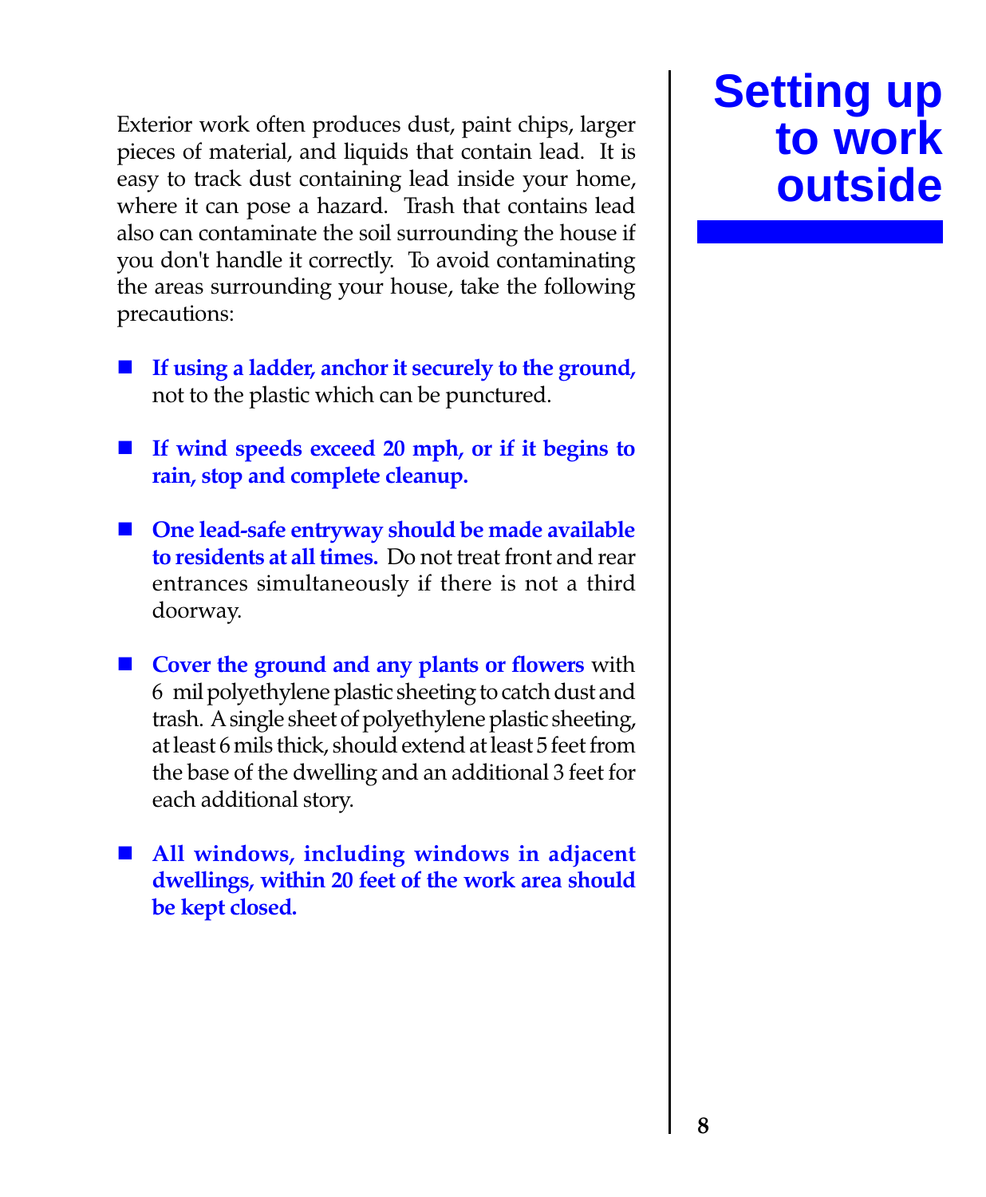# Setting up to work outside

Exterior work often produces dust, paint chips, larger pieces of material, and liquids that contain lead. It is easy to track dust containing lead inside your home, where it can pose a hazard. Trash that contains lead also can contaminate the soil surrounding the house if you don't handle it correctly. To avoid contaminating the areas surrounding your house, take the following precautions:

- **If using a ladder, anchor it securely to the ground,** not to the plastic which can be punctured.

- **If wind speeds exceed 20 mph, or if it begins to rain, stop and complete cleanup.**

- **One lead-safe entryway should be made available to residents at all times.** Do not treat front and rear entrances simultaneously if there is not a third doorway.

- **Cover the ground and any plants or flowers** with 6 mil polyethylene plastic sheeting to catch dust and trash. A single sheet of polyethylene plastic sheeting, at least 6 mils thick, should extend at least 5 feet from the base of the dwelling and an additional 3 feet for each additional story.

- **All windows, including windows in adjacent dwellings, within 20 feet of the work area should be kept closed.**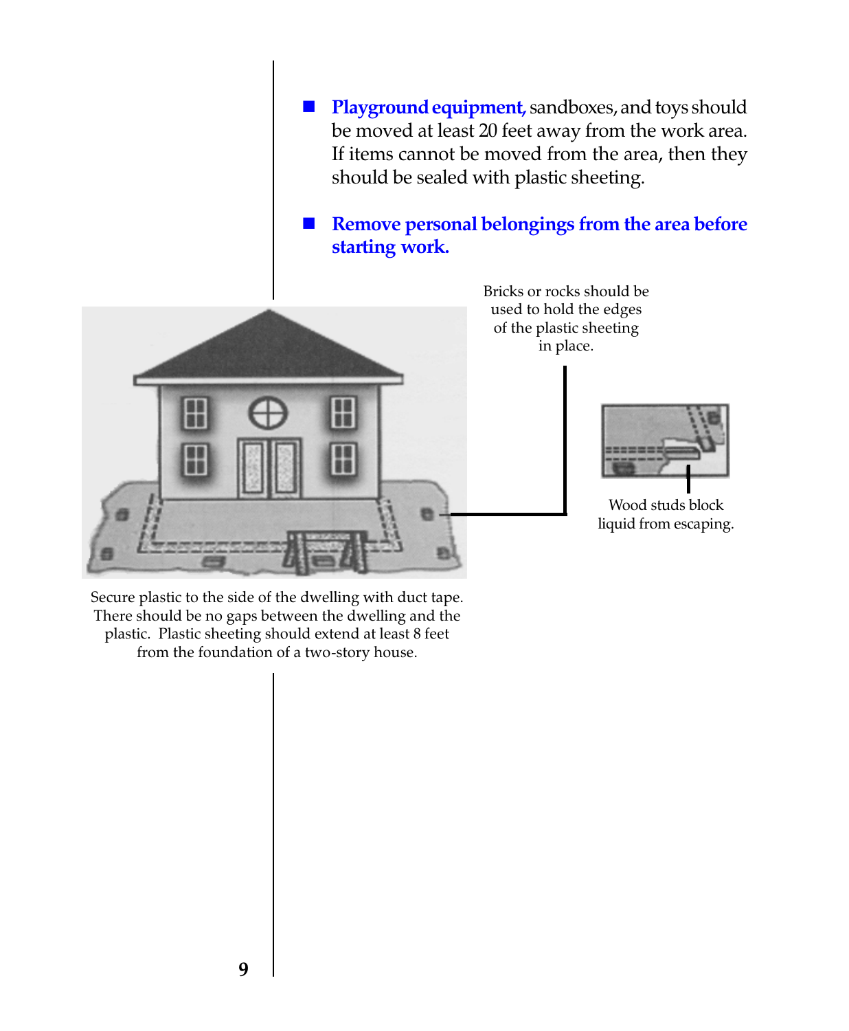- **Playground equipment,** sandboxes, and toys should be moved at least 20 feet away from the work area. If items cannot be moved from the area, then they should be sealed with plastic sheeting.

- **Remove personal belongings from the area before starting work.**

Bricks or rocks should be used to hold the edges of the plastic sheeting in place.

Wood studs block liquid from escaping.

Secure plastic to the side of the dwelling with duct tape. There should be no gaps between the dwelling and the plastic. Plastic sheeting should extend at least 8 feet from the foundation of a two-story house.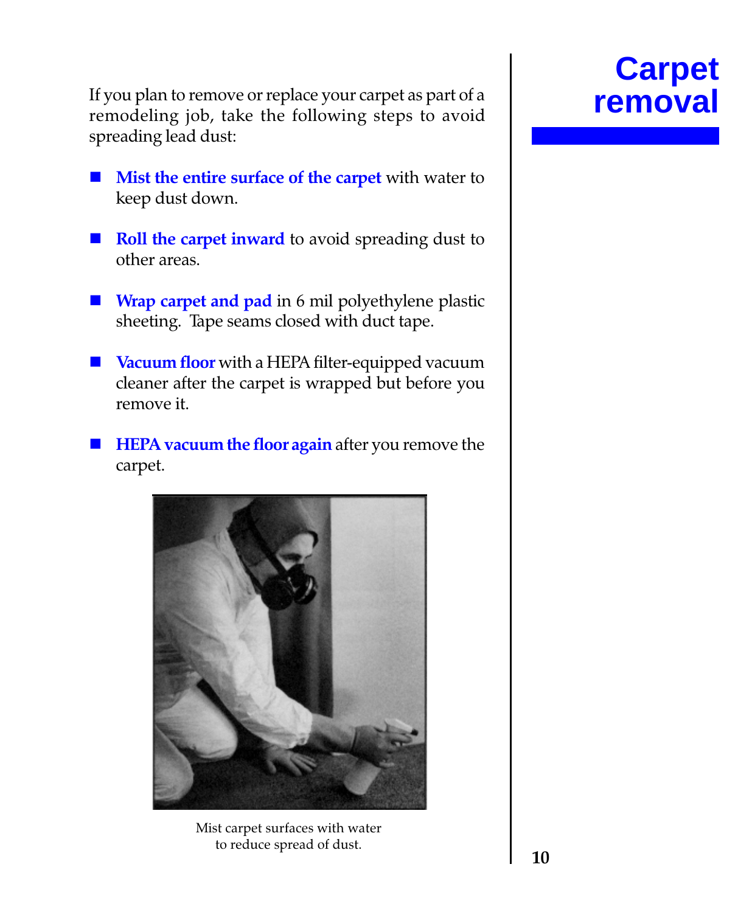# Carpet removal

If you plan to remove or replace your carpet as part of a remodeling job, take the following steps to avoid spreading lead dust:

- **Mist the entire surface of the carpet** with water to keep dust down.
- **Roll the carpet inward** to avoid spreading dust to other areas.
- **Wrap carpet and pad** in 6 mil polyethylene plastic sheeting. Tape seams closed with duct tape.
- **Vacuum floor** with a HEPA filter-equipped vacuum cleaner after the carpet is wrapped but before you remove it.
- **HEPA vacuum the floor again** after you remove the carpet.

Mist carpet surfaces with water to reduce spread of dust.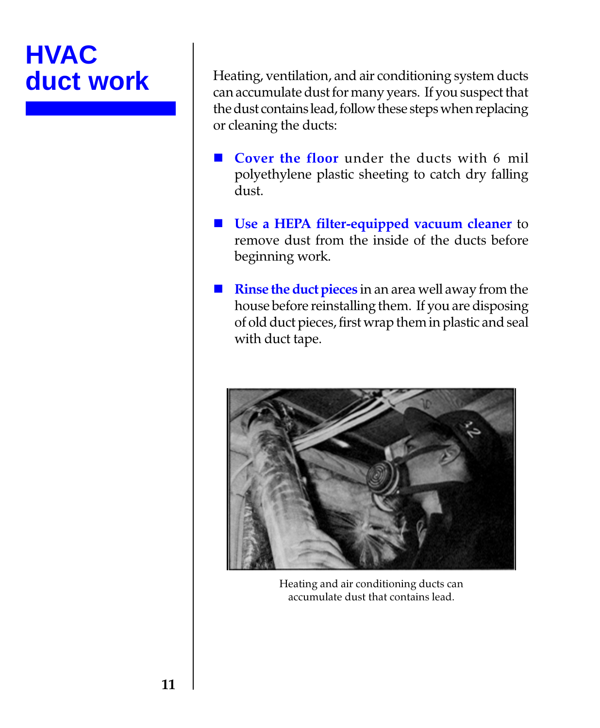# HVAC duct work

Heating, ventilation, and air conditioning system ducts can accumulate dust for many years. If you suspect that the dust contains lead, follow these steps when replacing or cleaning the ducts:

- **Cover the floor** under the ducts with 6 mil polyethylene plastic sheeting to catch dry falling dust.
- **Use a HEPA filter-equipped vacuum cleaner** to remove dust from the inside of the ducts before beginning work.
- **Rinse the duct pieces** in an area well away from the house before reinstalling them. If you are disposing of old duct pieces, first wrap them in plastic and seal with duct tape.

Heating and air conditioning ducts can accumulate dust that contains lead.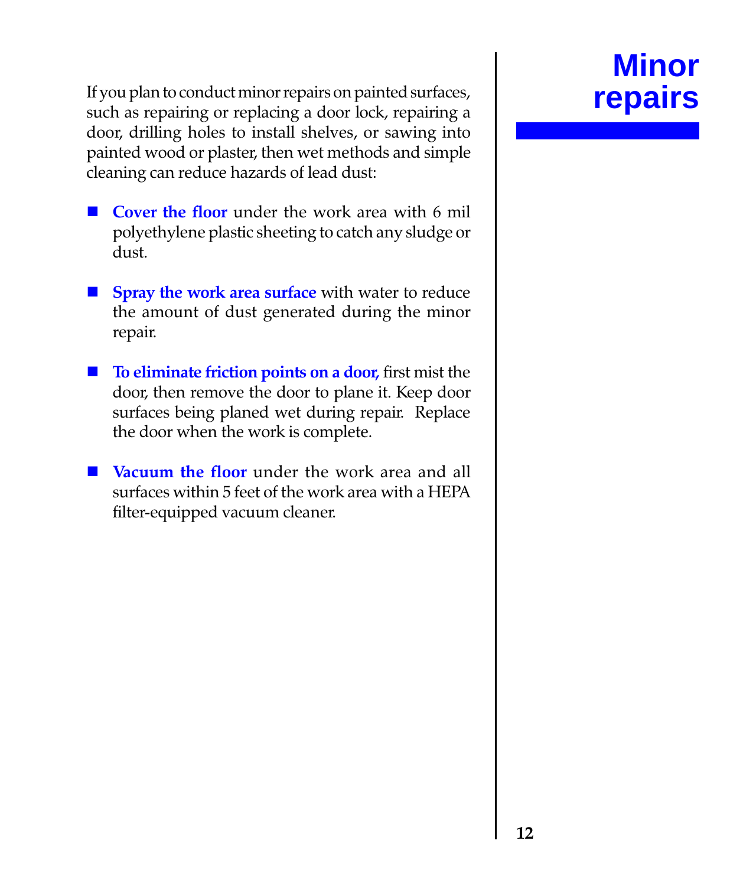# Minor repairs

If you plan to conduct minor repairs on painted surfaces, such as repairing or replacing a door lock, repairing a door, drilling holes to install shelves, or sawing into painted wood or plaster, then wet methods and simple cleaning can reduce hazards of lead dust:

- **Cover the floor** under the work area with 6 mil polyethylene plastic sheeting to catch any sludge or dust.

- **Spray the work area surface** with water to reduce the amount of dust generated during the minor repair.

- **To eliminate friction points on a door,** first mist the door, then remove the door to plane it. Keep door surfaces being planed wet during repair. Replace the door when the work is complete.

- **Vacuum the floor** under the work area and all surfaces within 5 feet of the work area with a HEPA filter-equipped vacuum cleaner.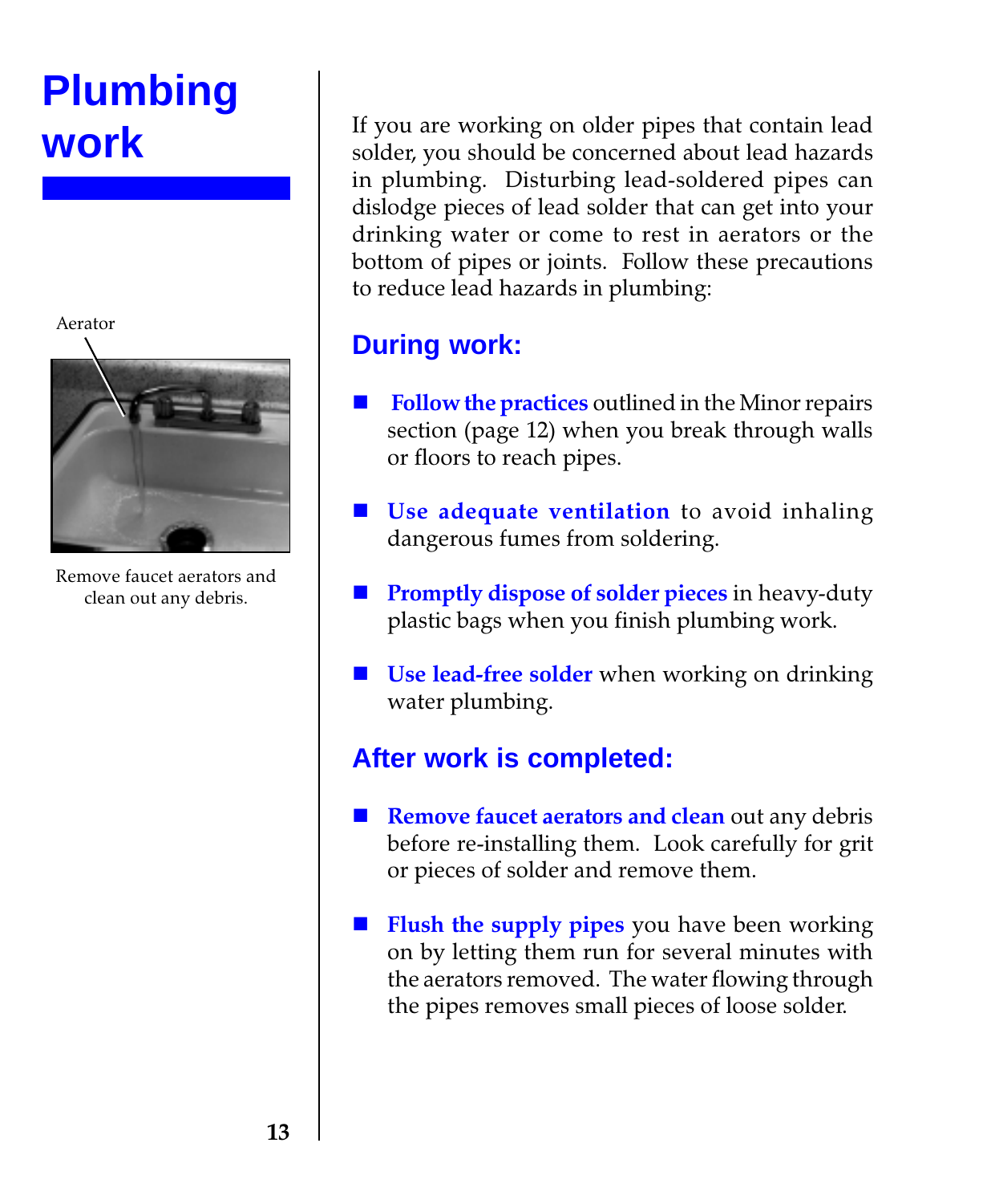# Plumbing work

Aerator

Remove faucet aerators and clean out any debris.

If you are working on older pipes that contain lead solder, you should be concerned about lead hazards in plumbing. Disturbing lead-soldered pipes can dislodge pieces of lead solder that can get into your drinking water or come to rest in aerators or the bottom of pipes or joints. Follow these precautions to reduce lead hazards in plumbing:

## During work:

- **Follow the practices** outlined in the Minor repairs section (page 12) when you break through walls or floors to reach pipes.
- **Use adequate ventilation** to avoid inhaling dangerous fumes from soldering.
- **Promptly dispose of solder pieces** in heavy-duty plastic bags when you finish plumbing work.
- **Use lead-free solder** when working on drinking water plumbing.

## After work is completed:

- **Remove faucet aerators and clean** out any debris before re-installing them. Look carefully for grit or pieces of solder and remove them.
- **Flush the supply pipes** you have been working on by letting them run for several minutes with the aerators removed. The water flowing through the pipes removes small pieces of loose solder.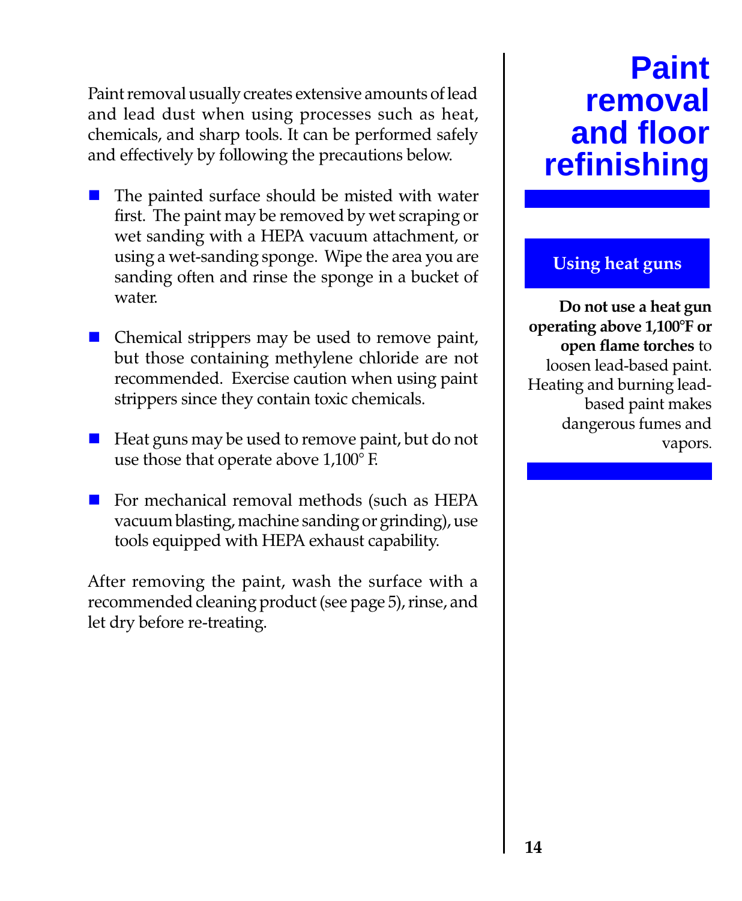# Paint removal and floor refinishing

Paint removal usually creates extensive amounts of lead and lead dust when using processes such as heat, chemicals, and sharp tools. It can be performed safely and effectively by following the precautions below.

- The painted surface should be misted with water first. The paint may be removed by wet scraping or wet sanding with a HEPA vacuum attachment, or using a wet-sanding sponge. Wipe the area you are sanding often and rinse the sponge in a bucket of water.

- Chemical strippers may be used to remove paint, but those containing methylene chloride are not recommended. Exercise caution when using paint strippers since they contain toxic chemicals.

- Heat guns may be used to remove paint, but do not use those that operate above 1,100° F.

- For mechanical removal methods (such as HEPA vacuum blasting, machine sanding or grinding), use tools equipped with HEPA exhaust capability.

After removing the paint, wash the surface with a recommended cleaning product (see page 5), rinse, and let dry before re-treating.

## Using heat guns

**Do not use a heat gun operating above 1,100°F or open flame torches** to loosen lead-based paint. Heating and burning lead-based paint makes dangerous fumes and vapors.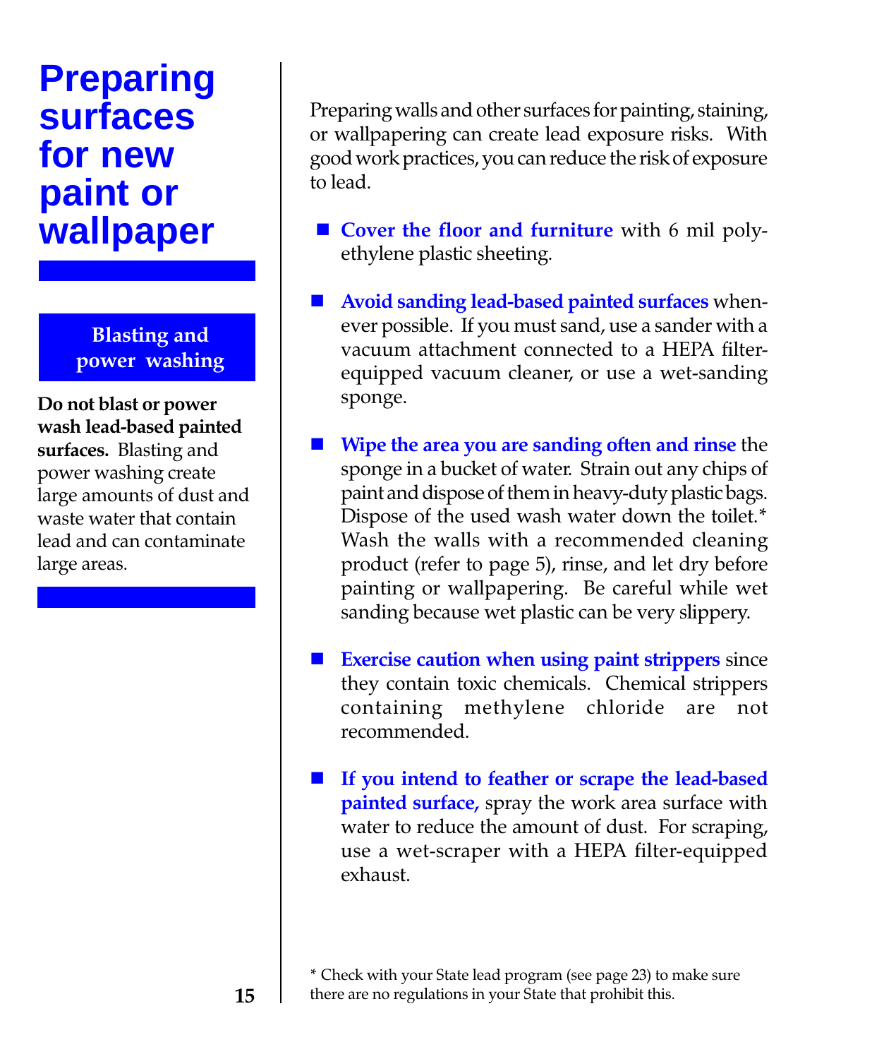# Preparing surfaces for new paint or wallpaper

### Blasting and power washing

**Do not blast or power wash lead-based painted surfaces.** Blasting and power washing create large amounts of dust and waste water that contain lead and can contaminate large areas.

Preparing walls and other surfaces for painting, staining, or wallpapering can create lead exposure risks. With good work practices, you can reduce the risk of exposure to lead.

- **Cover the floor and furniture** with 6 mil polyethylene plastic sheeting.
- **Avoid sanding lead-based painted surfaces** whenever possible. If you must sand, use a sander with a vacuum attachment connected to a HEPA filter-equipped vacuum cleaner, or use a wet-sanding sponge.
- **Wipe the area you are sanding often and rinse** the sponge in a bucket of water. Strain out any chips of paint and dispose of them in heavy-duty plastic bags. Dispose of the used wash water down the toilet.* Wash the walls with a recommended cleaning product (refer to page 5), rinse, and let dry before painting or wallpapering. Be careful while wet sanding because wet plastic can be very slippery.
- **Exercise caution when using paint strippers** since they contain toxic chemicals. Chemical strippers containing methylene chloride are not recommended.
- **If you intend to feather or scrape the lead-based painted surface,** spray the work area surface with water to reduce the amount of dust. For scraping, use a wet-scraper with a HEPA filter-equipped exhaust.

\* Check with your State lead program (see page 23) to make sure there are no regulations in your State that prohibit this.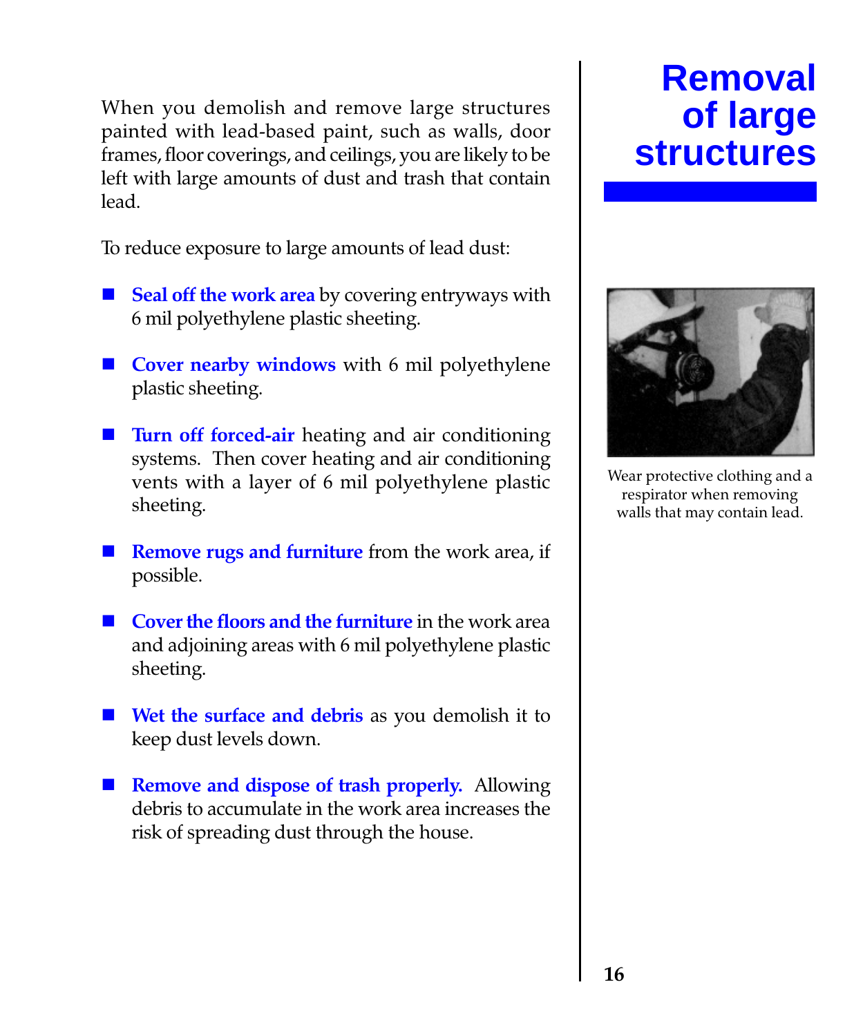# Removal of large structures

When you demolish and remove large structures painted with lead-based paint, such as walls, door frames, floor coverings, and ceilings, you are likely to be left with large amounts of dust and trash that contain lead.

To reduce exposure to large amounts of lead dust:

- **Seal off the work area** by covering entryways with 6 mil polyethylene plastic sheeting.
- **Cover nearby windows** with 6 mil polyethylene plastic sheeting.
- **Turn off forced-air** heating and air conditioning systems. Then cover heating and air conditioning vents with a layer of 6 mil polyethylene plastic sheeting.
- **Remove rugs and furniture** from the work area, if possible.
- **Cover the floors and the furniture** in the work area and adjoining areas with 6 mil polyethylene plastic sheeting.
- **Wet the surface and debris** as you demolish it to keep dust levels down.
- **Remove and dispose of trash properly.** Allowing debris to accumulate in the work area increases the risk of spreading dust through the house.

Wear protective clothing and a respirator when removing walls that may contain lead.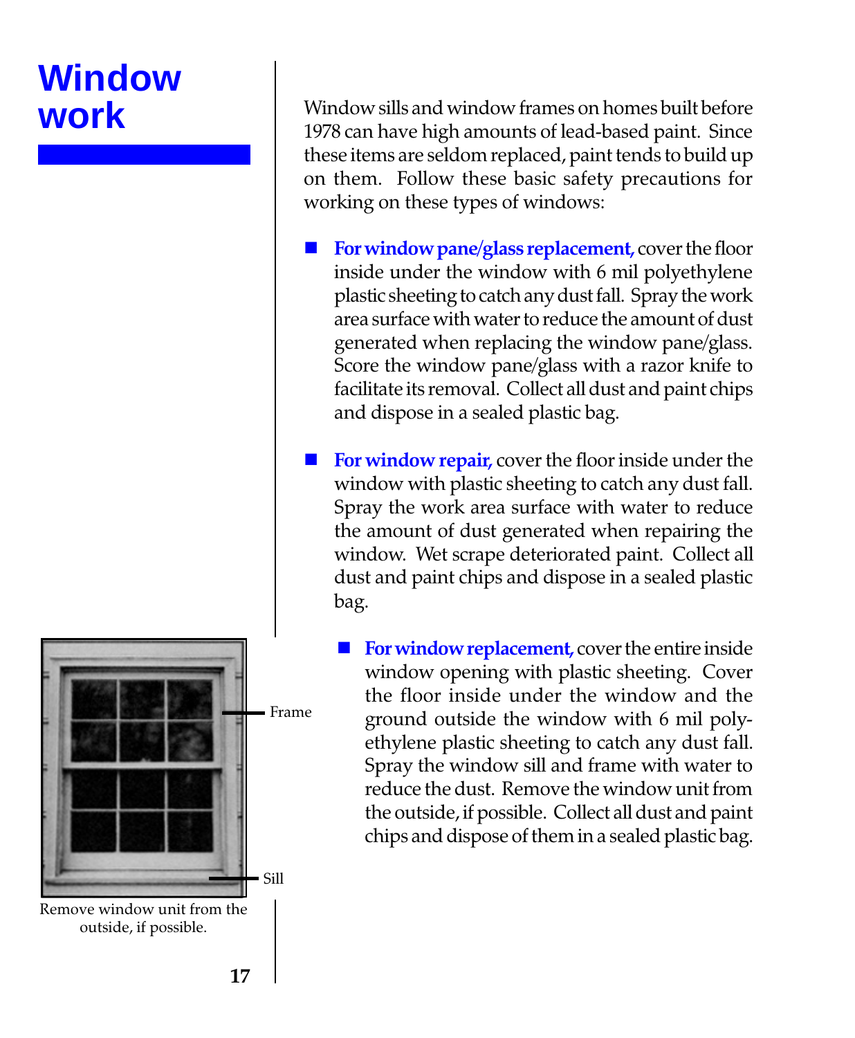# Window work

Window sills and window frames on homes built before 1978 can have high amounts of lead-based paint. Since these items are seldom replaced, paint tends to build up on them. Follow these basic safety precautions for working on these types of windows:

- **For window pane/glass replacement,** cover the floor inside under the window with 6 mil polyethylene plastic sheeting to catch any dust fall. Spray the work area surface with water to reduce the amount of dust generated when replacing the window pane/glass. Score the window pane/glass with a razor knife to facilitate its removal. Collect all dust and paint chips and dispose in a sealed plastic bag.

- **For window repair,** cover the floor inside under the window with plastic sheeting to catch any dust fall. Spray the work area surface with water to reduce the amount of dust generated when repairing the window. Wet scrape deteriorated paint. Collect all dust and paint chips and dispose in a sealed plastic bag.

- **For window replacement,** cover the entire inside window opening with plastic sheeting. Cover the floor inside under the window and the ground outside the window with 6 mil polyethylene plastic sheeting to catch any dust fall. Spray the window sill and frame with water to reduce the dust. Remove the window unit from the outside, if possible. Collect all dust and paint chips and dispose of them in a sealed plastic bag.

Frame

Sill

Remove window unit from the outside, if possible.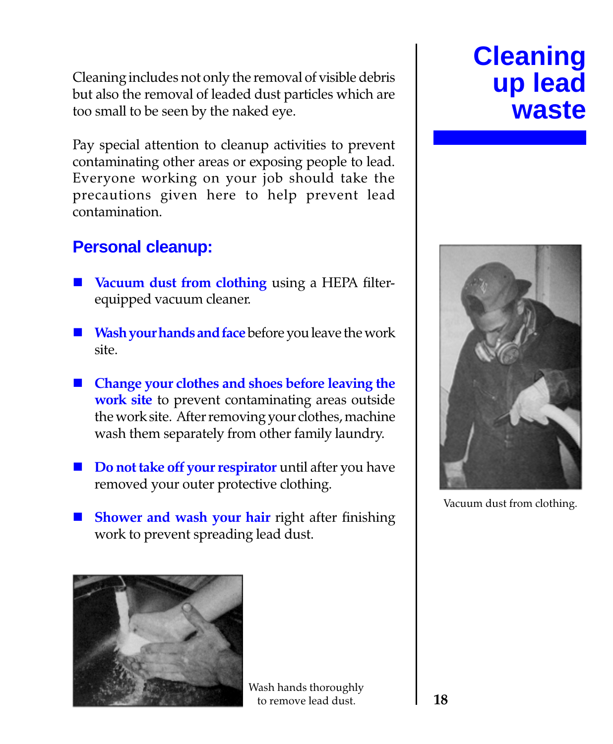# Cleaning up lead waste

Cleaning includes not only the removal of visible debris but also the removal of leaded dust particles which are too small to be seen by the naked eye.

Pay special attention to cleanup activities to prevent contaminating other areas or exposing people to lead. Everyone working on your job should take the precautions given here to help prevent lead contamination.

## Personal cleanup:

- **Vacuum dust from clothing** using a HEPA filter-equipped vacuum cleaner.
- **Wash your hands and face** before you leave the work site.
- **Change your clothes and shoes before leaving the work site** to prevent contaminating areas outside the work site. After removing your clothes, machine wash them separately from other family laundry.
- **Do not take off your respirator** until after you have removed your outer protective clothing.
- **Shower and wash your hair** right after finishing work to prevent spreading lead dust.

Vacuum dust from clothing.

Wash hands thoroughly to remove lead dust.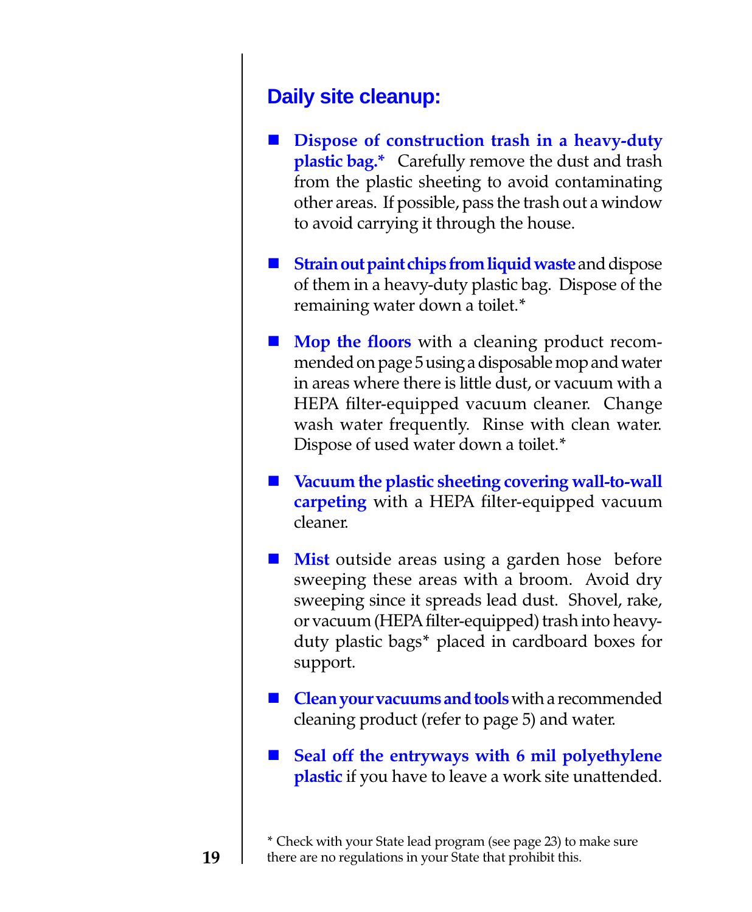## Daily site cleanup:

- **Dispose of construction trash in a heavy-duty plastic bag.*** Carefully remove the dust and trash from the plastic sheeting to avoid contaminating other areas. If possible, pass the trash out a window to avoid carrying it through the house.

- **Strain out paint chips from liquid waste** and dispose of them in a heavy-duty plastic bag. Dispose of the remaining water down a toilet.*

- **Mop the floors** with a cleaning product recommended on page 5 using a disposable mop and water in areas where there is little dust, or vacuum with a HEPA filter-equipped vacuum cleaner. Change wash water frequently. Rinse with clean water. Dispose of used water down a toilet.*

- **Vacuum the plastic sheeting covering wall-to-wall carpeting** with a HEPA filter-equipped vacuum cleaner.

- **Mist** outside areas using a garden hose before sweeping these areas with a broom. Avoid dry sweeping since it spreads lead dust. Shovel, rake, or vacuum (HEPA filter-equipped) trash into heavy-duty plastic bags* placed in cardboard boxes for support.

- **Clean your vacuums and tools** with a recommended cleaning product (refer to page 5) and water.

- **Seal off the entryways with 6 mil polyethylene plastic** if you have to leave a work site unattended.

* Check with your State lead program (see page 23) to make sure there are no regulations in your State that prohibit this.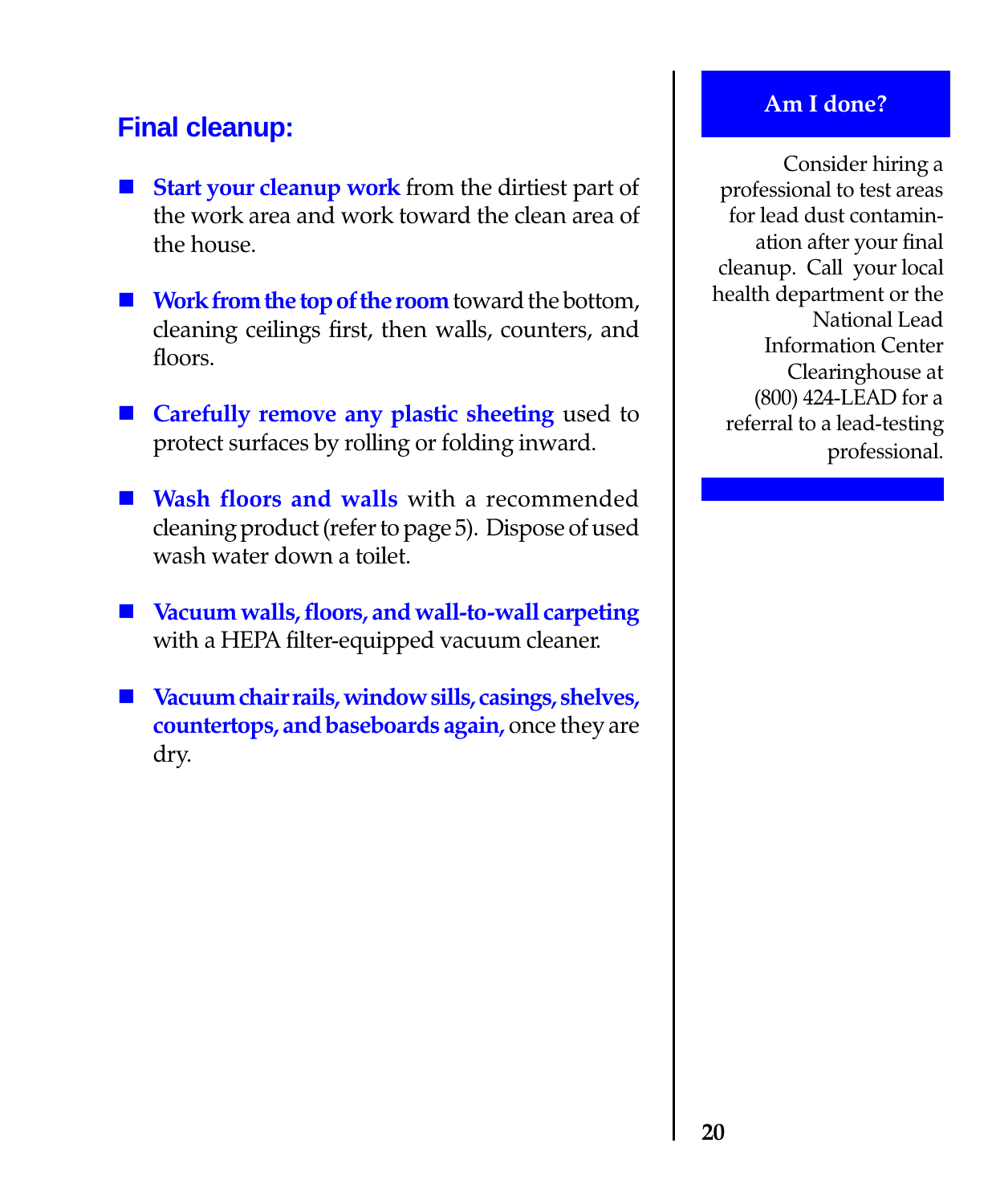## Final cleanup:

- **Start your cleanup work** from the dirtiest part of the work area and work toward the clean area of the house.
- **Work from the top of the room** toward the bottom, cleaning ceilings first, then walls, counters, and floors.
- **Carefully remove any plastic sheeting** used to protect surfaces by rolling or folding inward.
- **Wash floors and walls** with a recommended cleaning product (refer to page 5). Dispose of used wash water down a toilet.
- **Vacuum walls, floors, and wall-to-wall carpeting** with a HEPA filter-equipped vacuum cleaner.
- **Vacuum chair rails, window sills, casings, shelves, countertops, and baseboards again,** once they are dry.

### Am I done?

Consider hiring a professional to test areas for lead dust contamination after your final cleanup. Call your local health department or the National Lead Information Center Clearinghouse at (800) 424-LEAD for a referral to a lead-testing professional.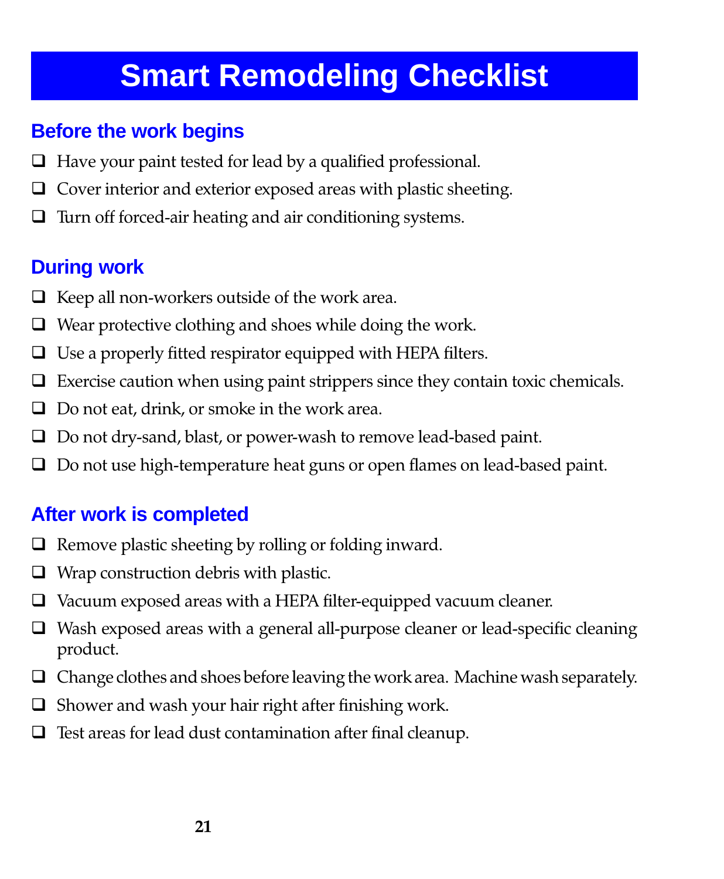# Smart Remodeling Checklist

## Before the work begins

- ❑ Have your paint tested for lead by a qualified professional.
- ❑ Cover interior and exterior exposed areas with plastic sheeting.
- ❑ Turn off forced-air heating and air conditioning systems.

## During work

- ❑ Keep all non-workers outside of the work area.
- ❑ Wear protective clothing and shoes while doing the work.
- ❑ Use a properly fitted respirator equipped with HEPA filters.
- ❑ Exercise caution when using paint strippers since they contain toxic chemicals.
- ❑ Do not eat, drink, or smoke in the work area.
- ❑ Do not dry-sand, blast, or power-wash to remove lead-based paint.
- ❑ Do not use high-temperature heat guns or open flames on lead-based paint.

## After work is completed

- ❑ Remove plastic sheeting by rolling or folding inward.
- ❑ Wrap construction debris with plastic.
- ❑ Vacuum exposed areas with a HEPA filter-equipped vacuum cleaner.
- ❑ Wash exposed areas with a general all-purpose cleaner or lead-specific cleaning product.
- ❑ Change clothes and shoes before leaving the work area. Machine wash separately.
- ❑ Shower and wash your hair right after finishing work.
- ❑ Test areas for lead dust contamination after final cleanup.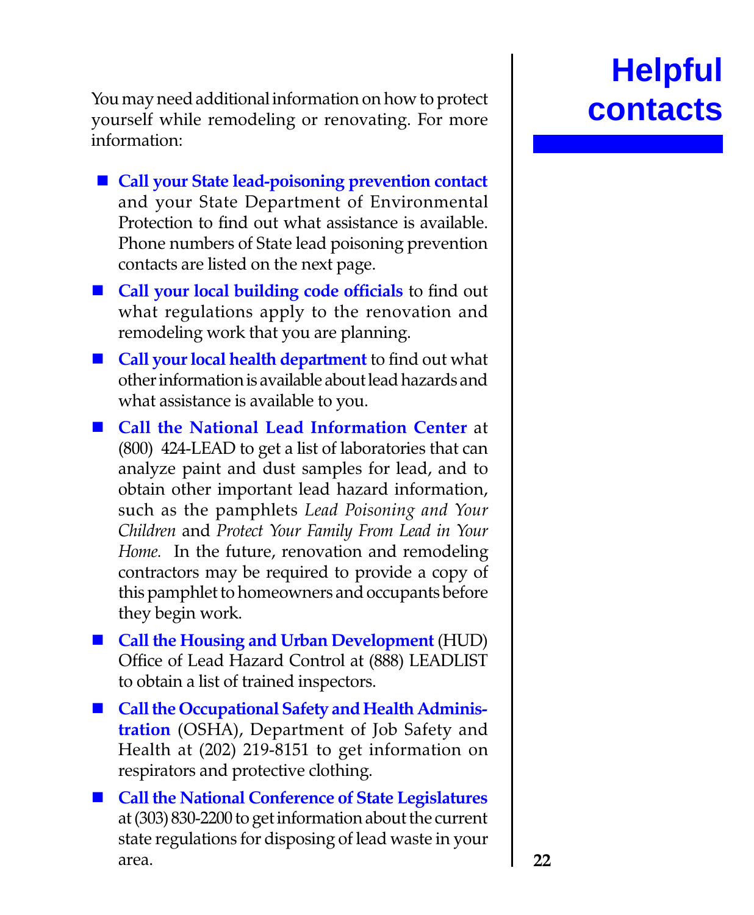# Helpful contacts

You may need additional information on how to protect yourself while remodeling or renovating. For more information:

- **Call your State lead-poisoning prevention contact** and your State Department of Environmental Protection to find out what assistance is available. Phone numbers of State lead poisoning prevention contacts are listed on the next page.
- **Call your local building code officials** to find out what regulations apply to the renovation and remodeling work that you are planning.
- **Call your local health department** to find out what other information is available about lead hazards and what assistance is available to you.
- **Call the National Lead Information Center** at (800) 424-LEAD to get a list of laboratories that can analyze paint and dust samples for lead, and to obtain other important lead hazard information, such as the pamphlets *Lead Poisoning and Your Children* and *Protect Your Family From Lead in Your Home.* In the future, renovation and remodeling contractors may be required to provide a copy of this pamphlet to homeowners and occupants before they begin work.
- **Call the Housing and Urban Development** (HUD) Office of Lead Hazard Control at (888) LEADLIST to obtain a list of trained inspectors.
- **Call the Occupational Safety and Health Administration** (OSHA), Department of Job Safety and Health at (202) 219-8151 to get information on respirators and protective clothing.
- **Call the National Conference of State Legislatures** at (303) 830-2200 to get information about the current state regulations for disposing of lead waste in your area.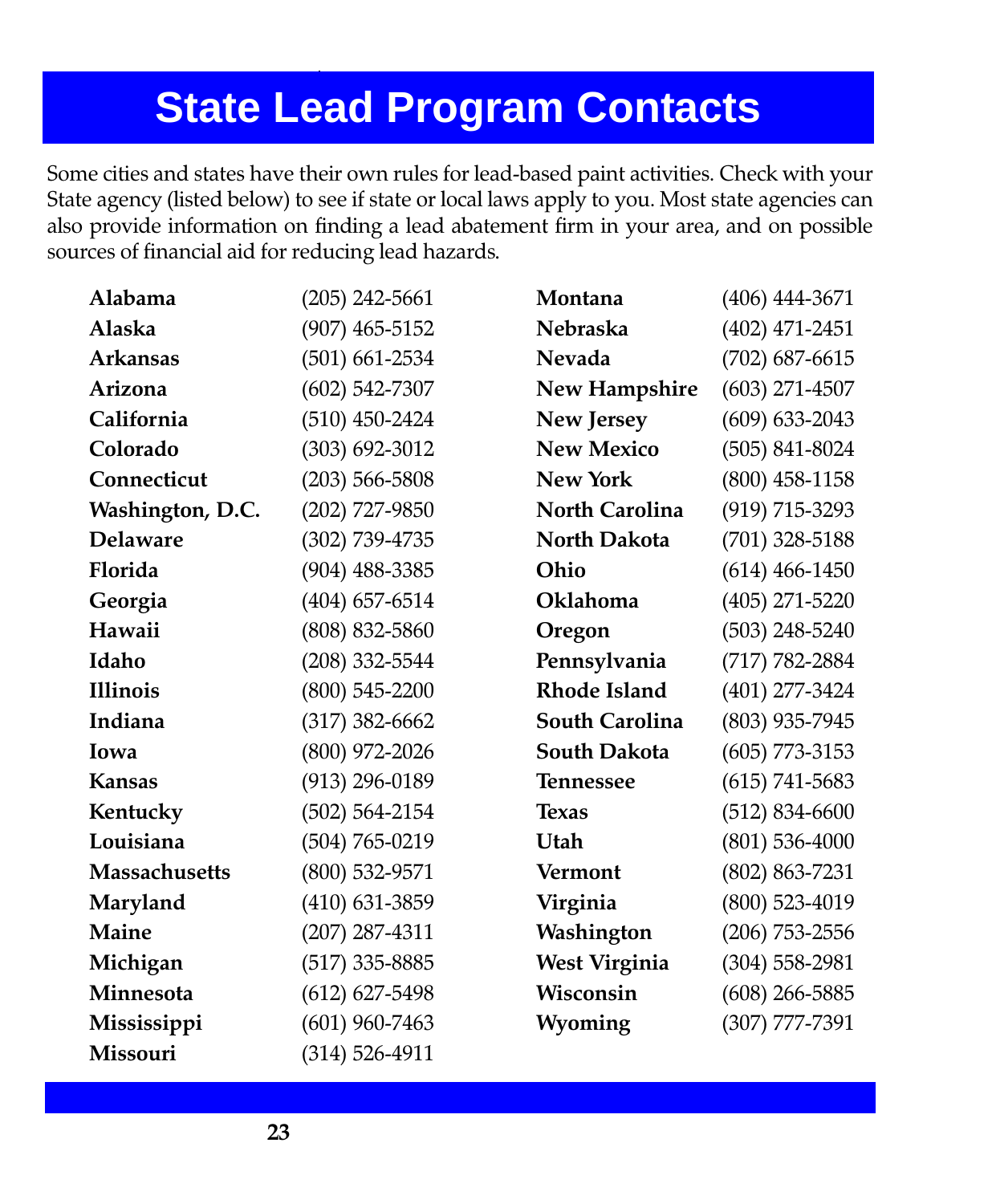# State Lead Program Contacts

Some cities and states have their own rules for lead-based paint activities. Check with your State agency (listed below) to see if state or local laws apply to you. Most state agencies can also provide information on finding a lead abatement firm in your area, and on possible sources of financial aid for reducing lead hazards.

| | |
|---|---|
| **Alabama** | (205) 242-5661 |
| **Alaska** | (907) 465-5152 |
| **Arkansas** | (501) 661-2534 |
| **Arizona** | (602) 542-7307 |
| **California** | (510) 450-2424 |
| **Colorado** | (303) 692-3012 |
| **Connecticut** | (203) 566-5808 |
| **Washington, D.C.** | (202) 727-9850 |
| **Delaware** | (302) 739-4735 |
| **Florida** | (904) 488-3385 |
| **Georgia** | (404) 657-6514 |
| **Hawaii** | (808) 832-5860 |
| **Idaho** | (208) 332-5544 |
| **Illinois** | (800) 545-2200 |
| **Indiana** | (317) 382-6662 |
| **Iowa** | (800) 972-2026 |
| **Kansas** | (913) 296-0189 |
| **Kentucky** | (502) 564-2154 |
| **Louisiana** | (504) 765-0219 |
| **Massachusetts** | (800) 532-9571 |
| **Maryland** | (410) 631-3859 |
| **Maine** | (207) 287-4311 |
| **Michigan** | (517) 335-8885 |
| **Minnesota** | (612) 627-5498 |
| **Mississippi** | (601) 960-7463 |
| **Missouri** | (314) 526-4911 |
| **Montana** | (406) 444-3671 |
| **Nebraska** | (402) 471-2451 |
| **Nevada** | (702) 687-6615 |
| **New Hampshire** | (603) 271-4507 |
| **New Jersey** | (609) 633-2043 |
| **New Mexico** | (505) 841-8024 |
| **New York** | (800) 458-1158 |
| **North Carolina** | (919) 715-3293 |
| **North Dakota** | (701) 328-5188 |
| **Ohio** | (614) 466-1450 |
| **Oklahoma** | (405) 271-5220 |
| **Oregon** | (503) 248-5240 |
| **Pennsylvania** | (717) 782-2884 |
| **Rhode Island** | (401) 277-3424 |
| **South Carolina** | (803) 935-7945 |
| **South Dakota** | (605) 773-3153 |
| **Tennessee** | (615) 741-5683 |
| **Texas** | (512) 834-6600 |
| **Utah** | (801) 536-4000 |
| **Vermont** | (802) 863-7231 |
| **Virginia** | (800) 523-4019 |
| **Washington** | (206) 753-2556 |
| **West Virginia** | (304) 558-2981 |
| **Wisconsin** | (608) 266-5885 |
| **Wyoming** | (307) 777-7391 |